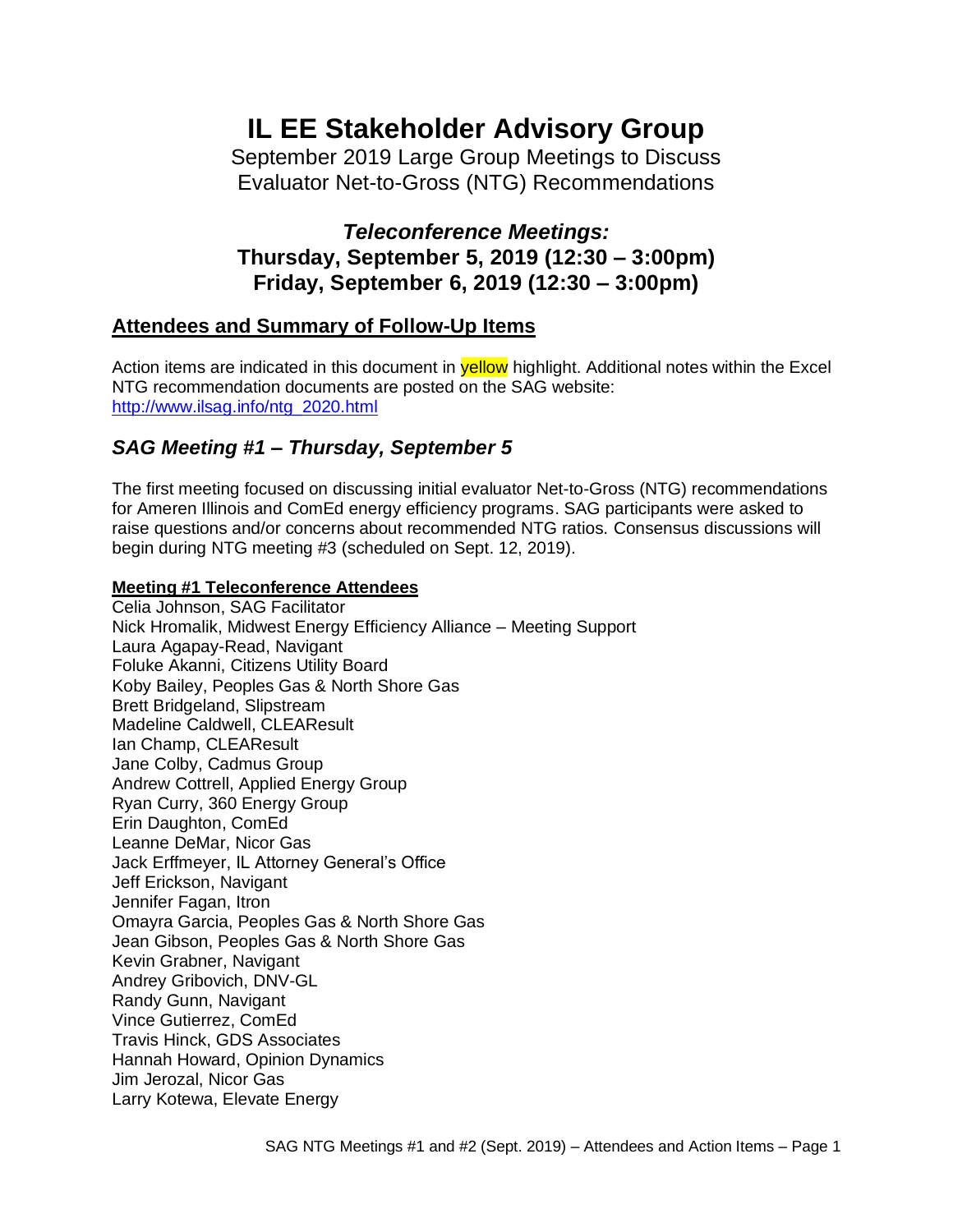# IL EE Stakeholder Advisory Group

September 2019 Large Group Meetings to Discuss Evaluator Net-to-Gross (NTG) Recommendations

### *Teleconference Meetings:*
### Thursday, September 5, 2019 (12:30 – 3:00pm)
### Friday, September 6, 2019 (12:30 – 3:00pm)

## Attendees and Summary of Follow-Up Items

Action items are indicated in this document in yellow highlight. Additional notes within the Excel NTG recommendation documents are posted on the SAG website: http://www.ilsag.info/ntg_2020.html

## *SAG Meeting #1 – Thursday, September 5*

The first meeting focused on discussing initial evaluator Net-to-Gross (NTG) recommendations for Ameren Illinois and ComEd energy efficiency programs. SAG participants were asked to raise questions and/or concerns about recommended NTG ratios. Consensus discussions will begin during NTG meeting #3 (scheduled on Sept. 12, 2019).

**Meeting #1 Teleconference Attendees**

Celia Johnson, SAG Facilitator
Nick Hromalik, Midwest Energy Efficiency Alliance – Meeting Support
Laura Agapay-Read, Navigant
Foluke Akanni, Citizens Utility Board
Koby Bailey, Peoples Gas & North Shore Gas
Brett Bridgeland, Slipstream
Madeline Caldwell, CLEAResult
Ian Champ, CLEAResult
Jane Colby, Cadmus Group
Andrew Cottrell, Applied Energy Group
Ryan Curry, 360 Energy Group
Erin Daughton, ComEd
Leanne DeMar, Nicor Gas
Jack Erffmeyer, IL Attorney General's Office
Jeff Erickson, Navigant
Jennifer Fagan, Itron
Omayra Garcia, Peoples Gas & North Shore Gas
Jean Gibson, Peoples Gas & North Shore Gas
Kevin Grabner, Navigant
Andrey Gribovich, DNV-GL
Randy Gunn, Navigant
Vince Gutierrez, ComEd
Travis Hinck, GDS Associates
Hannah Howard, Opinion Dynamics
Jim Jerozal, Nicor Gas
Larry Kotewa, Elevate Energy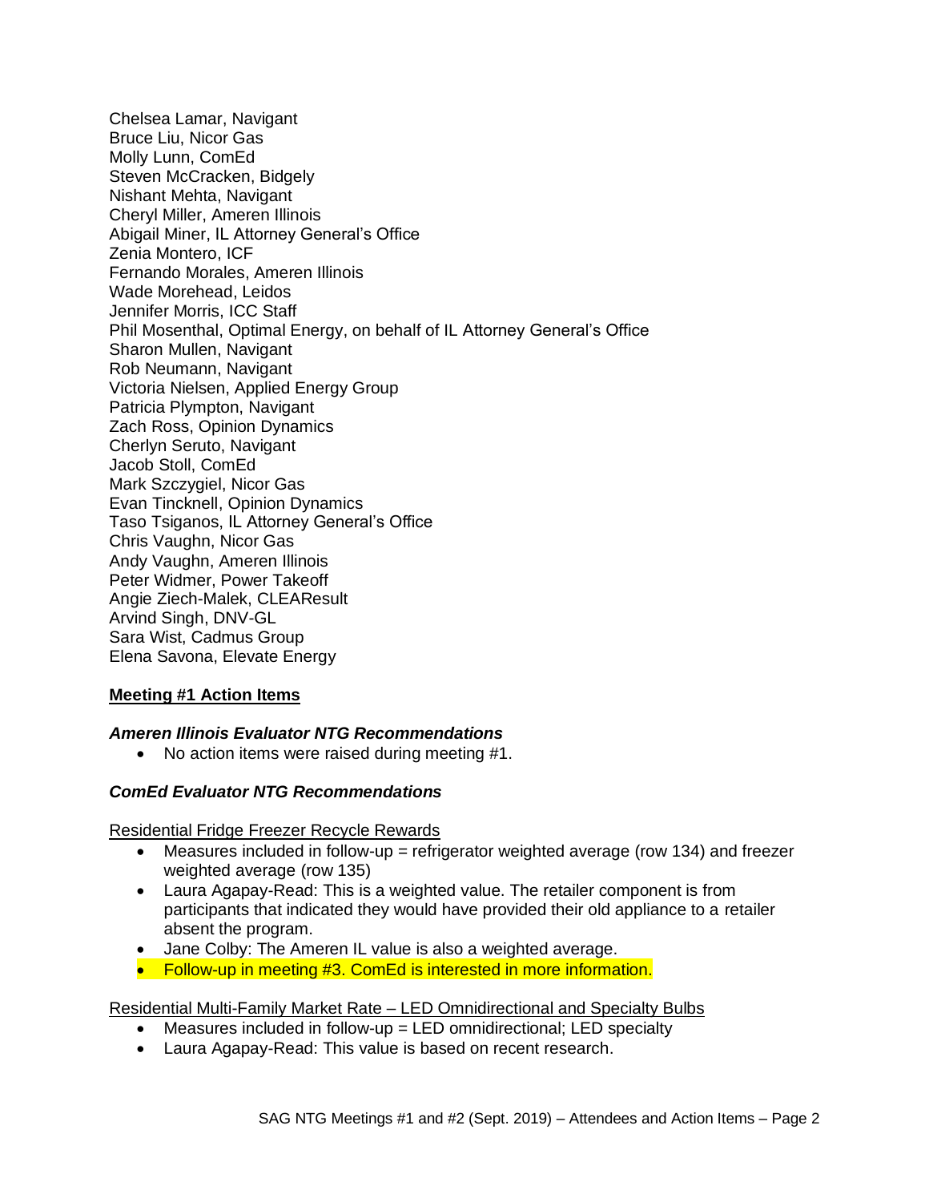Chelsea Lamar, Navigant
Bruce Liu, Nicor Gas
Molly Lunn, ComEd
Steven McCracken, Bidgely
Nishant Mehta, Navigant
Cheryl Miller, Ameren Illinois
Abigail Miner, IL Attorney General's Office
Zenia Montero, ICF
Fernando Morales, Ameren Illinois
Wade Morehead, Leidos
Jennifer Morris, ICC Staff
Phil Mosenthal, Optimal Energy, on behalf of IL Attorney General's Office
Sharon Mullen, Navigant
Rob Neumann, Navigant
Victoria Nielsen, Applied Energy Group
Patricia Plympton, Navigant
Zach Ross, Opinion Dynamics
Cherlyn Seruto, Navigant
Jacob Stoll, ComEd
Mark Szczygiel, Nicor Gas
Evan Tincknell, Opinion Dynamics
Taso Tsiganos, IL Attorney General's Office
Chris Vaughn, Nicor Gas
Andy Vaughn, Ameren Illinois
Peter Widmer, Power Takeoff
Angie Ziech-Malek, CLEAResult
Arvind Singh, DNV-GL
Sara Wist, Cadmus Group
Elena Savona, Elevate Energy

## Meeting #1 Action Items

### *Ameren Illinois Evaluator NTG Recommendations*

- No action items were raised during meeting #1.

### *ComEd Evaluator NTG Recommendations*

Residential Fridge Freezer Recycle Rewards

- Measures included in follow-up = refrigerator weighted average (row 134) and freezer weighted average (row 135)
- Laura Agapay-Read: This is a weighted value. The retailer component is from participants that indicated they would have provided their old appliance to a retailer absent the program.
- Jane Colby: The Ameren IL value is also a weighted average.
- Follow-up in meeting #3. ComEd is interested in more information.

Residential Multi-Family Market Rate – LED Omnidirectional and Specialty Bulbs

- Measures included in follow-up = LED omnidirectional; LED specialty
- Laura Agapay-Read: This value is based on recent research.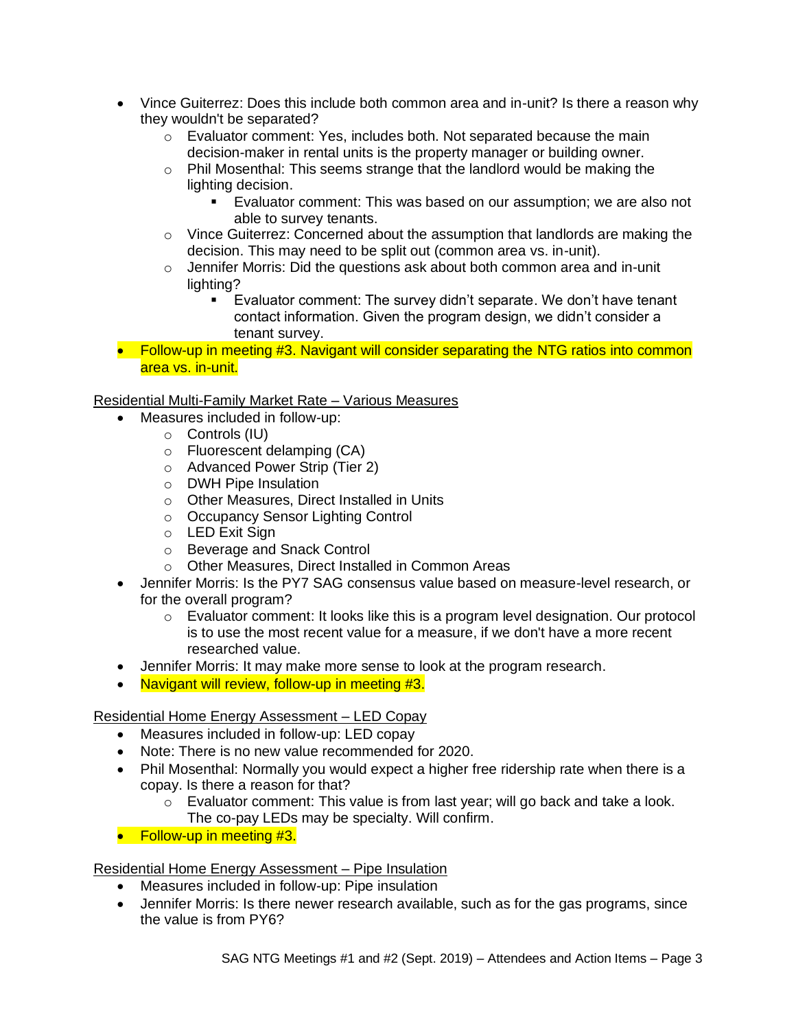- Vince Guiterrez: Does this include both common area and in-unit? Is there a reason why they wouldn't be separated?
    - Evaluator comment: Yes, includes both. Not separated because the main decision-maker in rental units is the property manager or building owner.
    - Phil Mosenthal: This seems strange that the landlord would be making the lighting decision.
        - Evaluator comment: This was based on our assumption; we are also not able to survey tenants.
    - Vince Guiterrez: Concerned about the assumption that landlords are making the decision. This may need to be split out (common area vs. in-unit).
    - Jennifer Morris: Did the questions ask about both common area and in-unit lighting?
        - Evaluator comment: The survey didn't separate. We don't have tenant contact information. Given the program design, we didn't consider a tenant survey.
- Follow-up in meeting #3. Navigant will consider separating the NTG ratios into common area vs. in-unit.

<u>Residential Multi-Family Market Rate – Various Measures</u>

- Measures included in follow-up:
    - Controls (IU)
    - Fluorescent delamping (CA)
    - Advanced Power Strip (Tier 2)
    - DWH Pipe Insulation
    - Other Measures, Direct Installed in Units
    - Occupancy Sensor Lighting Control
    - LED Exit Sign
    - Beverage and Snack Control
    - Other Measures, Direct Installed in Common Areas
- Jennifer Morris: Is the PY7 SAG consensus value based on measure-level research, or for the overall program?
    - Evaluator comment: It looks like this is a program level designation. Our protocol is to use the most recent value for a measure, if we don't have a more recent researched value.
- Jennifer Morris: It may make more sense to look at the program research.
- Navigant will review, follow-up in meeting #3.

<u>Residential Home Energy Assessment – LED Copay</u>

- Measures included in follow-up: LED copay
- Note: There is no new value recommended for 2020.
- Phil Mosenthal: Normally you would expect a higher free ridership rate when there is a copay. Is there a reason for that?
    - Evaluator comment: This value is from last year; will go back and take a look. The co-pay LEDs may be specialty. Will confirm.
- Follow-up in meeting #3.

<u>Residential Home Energy Assessment – Pipe Insulation</u>

- Measures included in follow-up: Pipe insulation
- Jennifer Morris: Is there newer research available, such as for the gas programs, since the value is from PY6?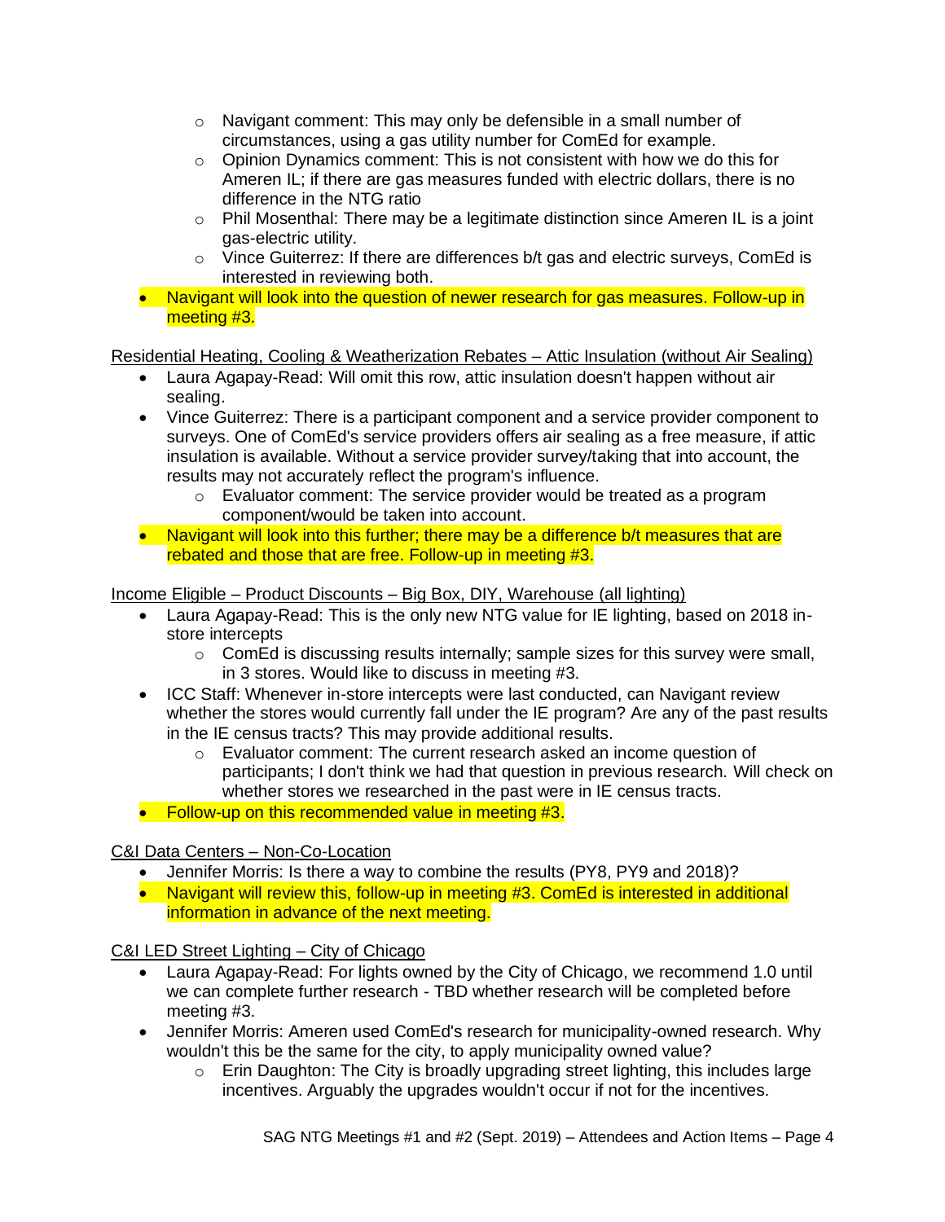- Navigant comment: This may only be defensible in a small number of circumstances, using a gas utility number for ComEd for example.
  - Opinion Dynamics comment: This is not consistent with how we do this for Ameren IL; if there are gas measures funded with electric dollars, there is no difference in the NTG ratio
  - Phil Mosenthal: There may be a legitimate distinction since Ameren IL is a joint gas-electric utility.
  - Vince Guiterrez: If there are differences b/t gas and electric surveys, ComEd is interested in reviewing both.
- Navigant will look into the question of newer research for gas measures. Follow-up in meeting #3.

Residential Heating, Cooling & Weatherization Rebates – Attic Insulation (without Air Sealing)

- Laura Agapay-Read: Will omit this row, attic insulation doesn't happen without air sealing.
- Vince Guiterrez: There is a participant component and a service provider component to surveys. One of ComEd's service providers offers air sealing as a free measure, if attic insulation is available. Without a service provider survey/taking that into account, the results may not accurately reflect the program's influence.
  - Evaluator comment: The service provider would be treated as a program component/would be taken into account.
- Navigant will look into this further; there may be a difference b/t measures that are rebated and those that are free. Follow-up in meeting #3.

Income Eligible – Product Discounts – Big Box, DIY, Warehouse (all lighting)

- Laura Agapay-Read: This is the only new NTG value for IE lighting, based on 2018 in-store intercepts
  - ComEd is discussing results internally; sample sizes for this survey were small, in 3 stores. Would like to discuss in meeting #3.
- ICC Staff: Whenever in-store intercepts were last conducted, can Navigant review whether the stores would currently fall under the IE program? Are any of the past results in the IE census tracts? This may provide additional results.
  - Evaluator comment: The current research asked an income question of participants; I don't think we had that question in previous research. Will check on whether stores we researched in the past were in IE census tracts.
- Follow-up on this recommended value in meeting #3.

C&I Data Centers – Non-Co-Location

- Jennifer Morris: Is there a way to combine the results (PY8, PY9 and 2018)?
- Navigant will review this, follow-up in meeting #3. ComEd is interested in additional information in advance of the next meeting.

C&I LED Street Lighting – City of Chicago

- Laura Agapay-Read: For lights owned by the City of Chicago, we recommend 1.0 until we can complete further research - TBD whether research will be completed before meeting #3.
- Jennifer Morris: Ameren used ComEd's research for municipality-owned research. Why wouldn't this be the same for the city, to apply municipality owned value?
  - Erin Daughton: The City is broadly upgrading street lighting, this includes large incentives. Arguably the upgrades wouldn't occur if not for the incentives.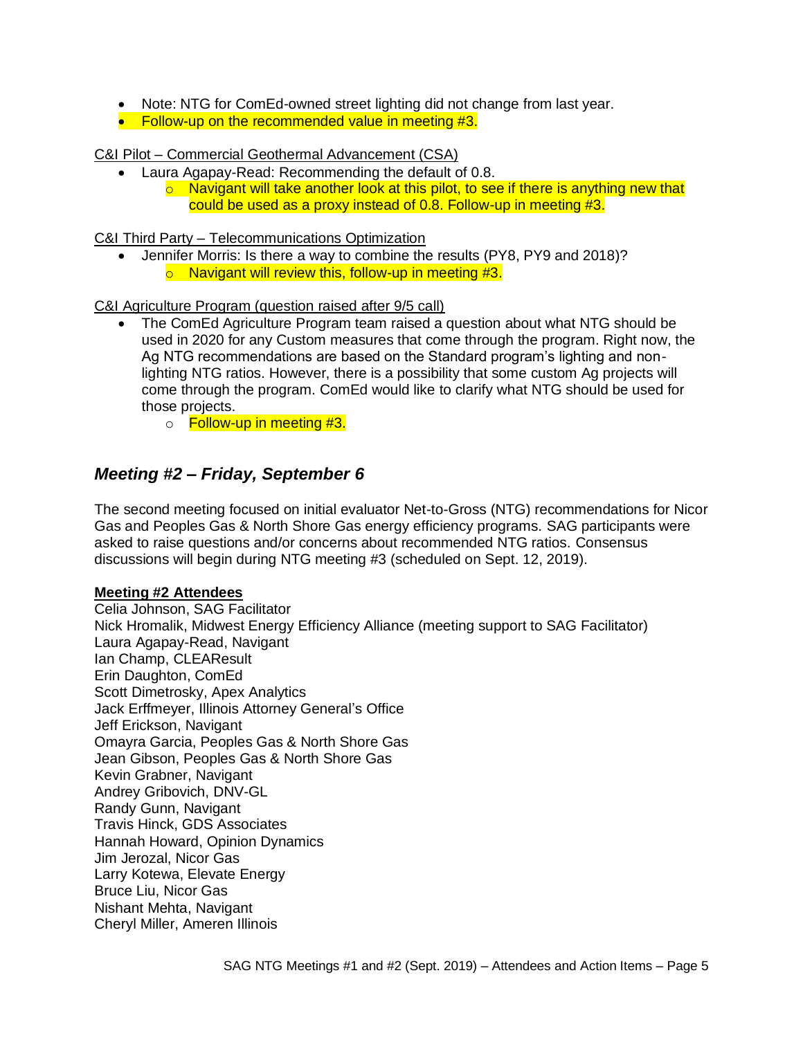- Note: NTG for ComEd-owned street lighting did not change from last year.
- Follow-up on the recommended value in meeting #3.

C&I Pilot – Commercial Geothermal Advancement (CSA)

- Laura Agapay-Read: Recommending the default of 0.8.
  - Navigant will take another look at this pilot, to see if there is anything new that could be used as a proxy instead of 0.8. Follow-up in meeting #3.

C&I Third Party – Telecommunications Optimization

- Jennifer Morris: Is there a way to combine the results (PY8, PY9 and 2018)?
  - Navigant will review this, follow-up in meeting #3.

C&I Agriculture Program (question raised after 9/5 call)

- The ComEd Agriculture Program team raised a question about what NTG should be used in 2020 for any Custom measures that come through the program. Right now, the Ag NTG recommendations are based on the Standard program's lighting and non-lighting NTG ratios. However, there is a possibility that some custom Ag projects will come through the program. ComEd would like to clarify what NTG should be used for those projects.
  - Follow-up in meeting #3.

## *Meeting #2 – Friday, September 6*

The second meeting focused on initial evaluator Net-to-Gross (NTG) recommendations for Nicor Gas and Peoples Gas & North Shore Gas energy efficiency programs. SAG participants were asked to raise questions and/or concerns about recommended NTG ratios. Consensus discussions will begin during NTG meeting #3 (scheduled on Sept. 12, 2019).

**Meeting #2 Attendees**

Celia Johnson, SAG Facilitator  
Nick Hromalik, Midwest Energy Efficiency Alliance (meeting support to SAG Facilitator)  
Laura Agapay-Read, Navigant  
Ian Champ, CLEAResult  
Erin Daughton, ComEd  
Scott Dimetrosky, Apex Analytics  
Jack Erffmeyer, Illinois Attorney General's Office  
Jeff Erickson, Navigant  
Omayra Garcia, Peoples Gas & North Shore Gas  
Jean Gibson, Peoples Gas & North Shore Gas  
Kevin Grabner, Navigant  
Andrey Gribovich, DNV-GL  
Randy Gunn, Navigant  
Travis Hinck, GDS Associates  
Hannah Howard, Opinion Dynamics  
Jim Jerozal, Nicor Gas  
Larry Kotewa, Elevate Energy  
Bruce Liu, Nicor Gas  
Nishant Mehta, Navigant  
Cheryl Miller, Ameren Illinois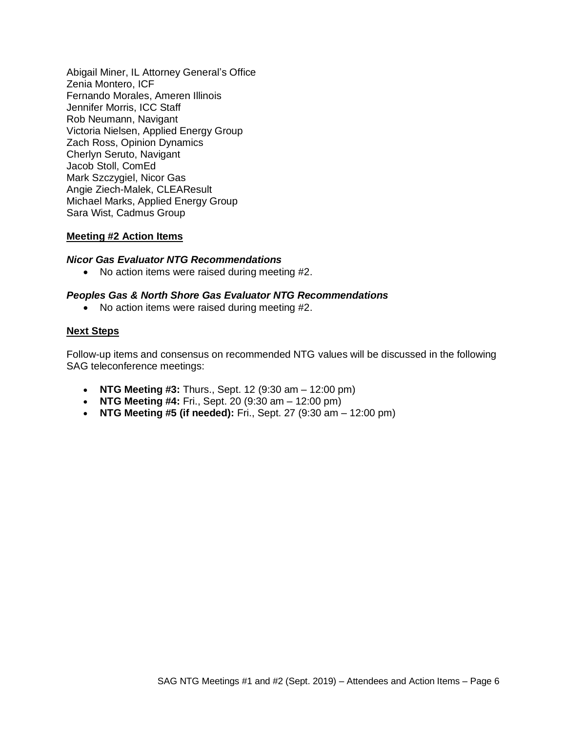Abigail Miner, IL Attorney General's Office
Zenia Montero, ICF
Fernando Morales, Ameren Illinois
Jennifer Morris, ICC Staff
Rob Neumann, Navigant
Victoria Nielsen, Applied Energy Group
Zach Ross, Opinion Dynamics
Cherlyn Seruto, Navigant
Jacob Stoll, ComEd
Mark Szczygiel, Nicor Gas
Angie Ziech-Malek, CLEAResult
Michael Marks, Applied Energy Group
Sara Wist, Cadmus Group

## Meeting #2 Action Items

### *Nicor Gas Evaluator NTG Recommendations*

- No action items were raised during meeting #2.

### *Peoples Gas & North Shore Gas Evaluator NTG Recommendations*

- No action items were raised during meeting #2.

## Next Steps

Follow-up items and consensus on recommended NTG values will be discussed in the following SAG teleconference meetings:

- **NTG Meeting #3:** Thurs., Sept. 12 (9:30 am – 12:00 pm)
- **NTG Meeting #4:** Fri., Sept. 20 (9:30 am – 12:00 pm)
- **NTG Meeting #5 (if needed):** Fri., Sept. 27 (9:30 am – 12:00 pm)